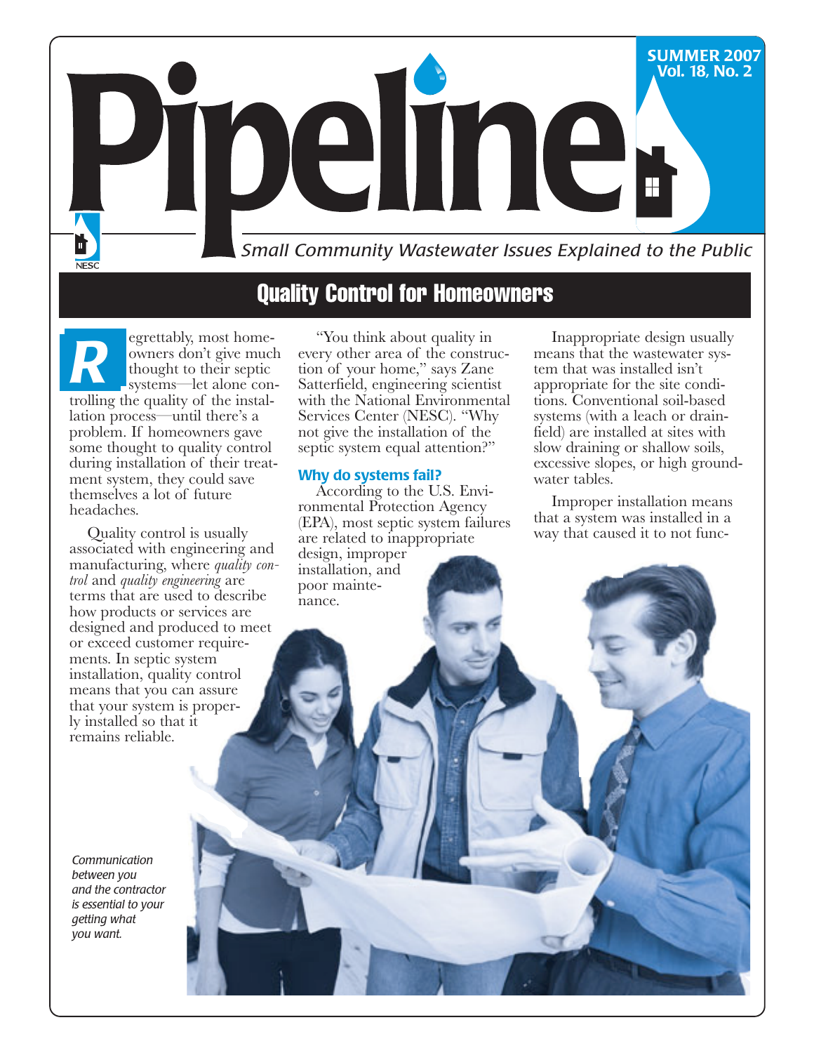# Pipeline

SUMMER 2007
Vol. 18, No. 2

*Small Community Wastewater Issues Explained to the Public*

## Quality Control for Homeowners

Regrettably, most homeowners don't give much thought to their septic systems—let alone controlling the quality of the installation process—until there's a problem. If homeowners gave some thought to quality control during installation of their treatment system, they could save themselves a lot of future headaches.

Quality control is usually associated with engineering and manufacturing, where *quality control* and *quality engineering* are terms that are used to describe how products or services are designed and produced to meet or exceed customer requirements. In septic system installation, quality control means that you can assure that your system is properly installed so that it remains reliable.

"You think about quality in every other area of the construction of your home," says Zane Satterfield, engineering scientist with the National Environmental Services Center (NESC). "Why not give the installation of the septic system equal attention?"

### Why do systems fail?

According to the U.S. Environmental Protection Agency (EPA), most septic system failures are related to inappropriate design, improper installation, and poor maintenance.

Inappropriate design usually means that the wastewater system that was installed isn't appropriate for the site conditions. Conventional soil-based systems (with a leach or drainfield) are installed at sites with slow draining or shallow soils, excessive slopes, or high groundwater tables.

Improper installation means that a system was installed in a way that caused it to not func-

*Communication between you and the contractor is essential to your getting what you want.*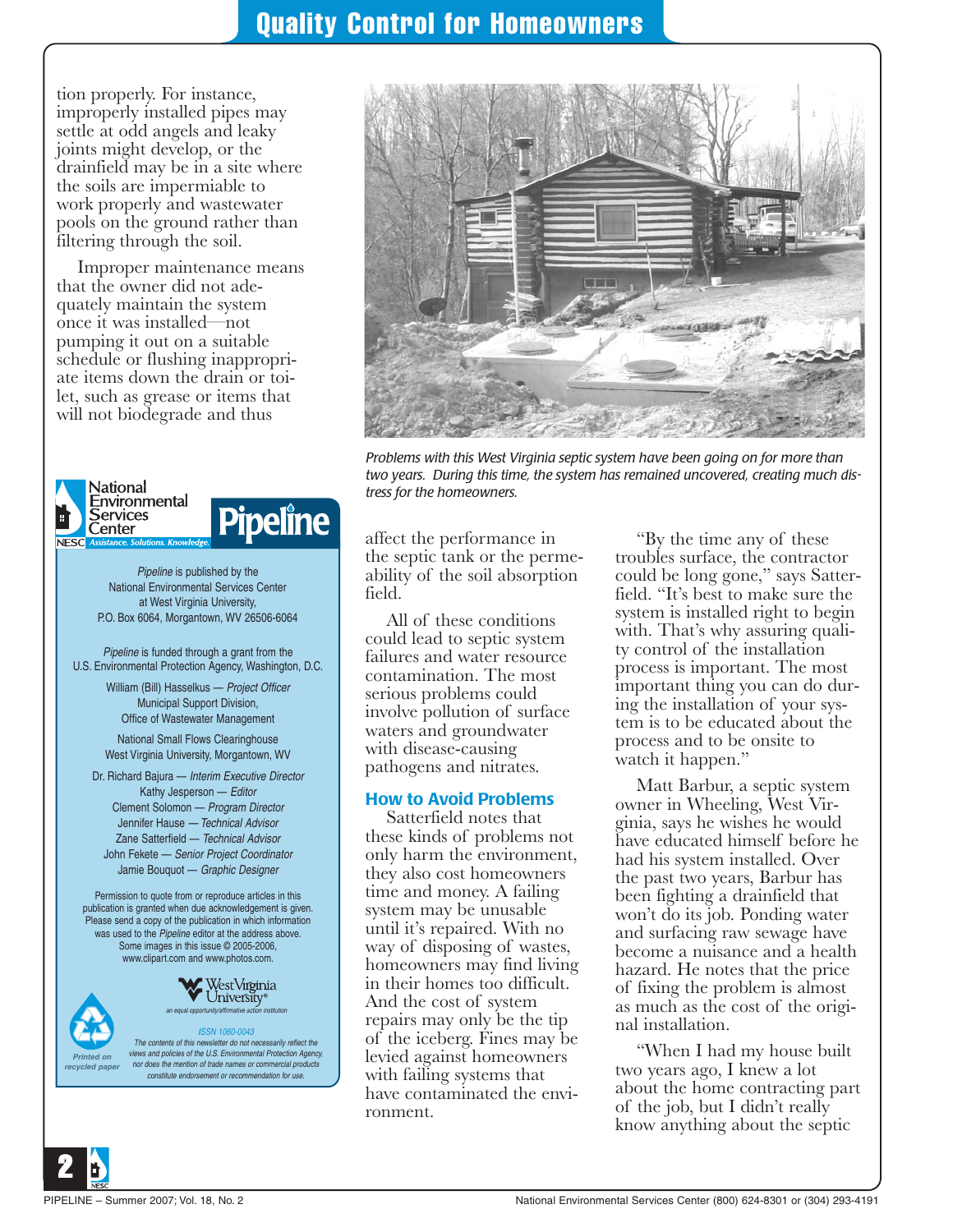## Quality Control for Homeowners

tion properly. For instance, improperly installed pipes may settle at odd angels and leaky joints might develop, or the drainfield may be in a site where the soils are impermiable to work properly and wastewater pools on the ground rather than filtering through the soil.

Improper maintenance means that the owner did not adequately maintain the system once it was installed—not pumping it out on a suitable schedule or flushing inappropriate items down the drain or toilet, such as grease or items that will not biodegrade and thus affect the performance in the septic tank or the permeability of the soil absorption field.

*Problems with this West Virginia septic system have been going on for more than two years. During this time, the system has remained uncovered, creating much distress for the homeowners.*

All of these conditions could lead to septic system failures and water resource contamination. The most serious problems could involve pollution of surface waters and groundwater with disease-causing pathogens and nitrates.

### How to Avoid Problems

Satterfield notes that these kinds of problems not only harm the environment, they also cost homeowners time and money. A failing system may be unusable until it's repaired. With no way of disposing of wastes, homeowners may find living in their homes too difficult. And the cost of system repairs may only be the tip of the iceberg. Fines may be levied against homeowners with failing systems that have contaminated the environment.

"By the time any of these troubles surface, the contractor could be long gone," says Satterfield. "It's best to make sure the system is installed right to begin with. That's why assuring quality control of the installation process is important. The most important thing you can do during the installation of your system is to be educated about the process and to be onsite to watch it happen."

Matt Barbur, a septic system owner in Wheeling, West Virginia, says he wishes he would have educated himself before he had his system installed. Over the past two years, Barbur has been fighting a drainfield that won't do its job. Ponding water and surfacing raw sewage have become a nuisance and a health hazard. He notes that the price of fixing the problem is almost as much as the cost of the original installation.

"When I had my house built two years ago, I knew a lot about the home contracting part of the job, but I didn't really know anything about the septic

---

National Environmental Services Center — NESC *Assistance. Solutions. Knowledge.*

**Pipeline**

*Pipeline* is published by the National Environmental Services Center at West Virginia University, P.O. Box 6064, Morgantown, WV 26506-6064

*Pipeline* is funded through a grant from the U.S. Environmental Protection Agency, Washington, D.C.

William (Bill) Hasselkus — *Project Officer*
Municipal Support Division,
Office of Wastewater Management

National Small Flows Clearinghouse
West Virginia University, Morgantown, WV

Dr. Richard Bajura — *Interim Executive Director*
Kathy Jesperson — *Editor*
Clement Solomon — *Program Director*
Jennifer Hause — *Technical Advisor*
Zane Satterfield — *Technical Advisor*
John Fekete — *Senior Project Coordinator*
Jamie Bouquot — *Graphic Designer*

Permission to quote from or reproduce articles in this publication is granted when due acknowledgement is given. Please send a copy of the publication in which information was used to the *Pipeline* editor at the address above. Some images in this issue © 2005-2006, www.clipart.com and www.photos.com.

West Virginia University — *an equal opportunity/affirmative action institution*

*Printed on recycled paper*

*ISSN 1060-0043*

*The contents of this newsletter do not necessarily reflect the views and policies of the U.S. Environmental Protection Agency, nor does the mention of trade names or commercial products constitute endorsement or recommendation for use.*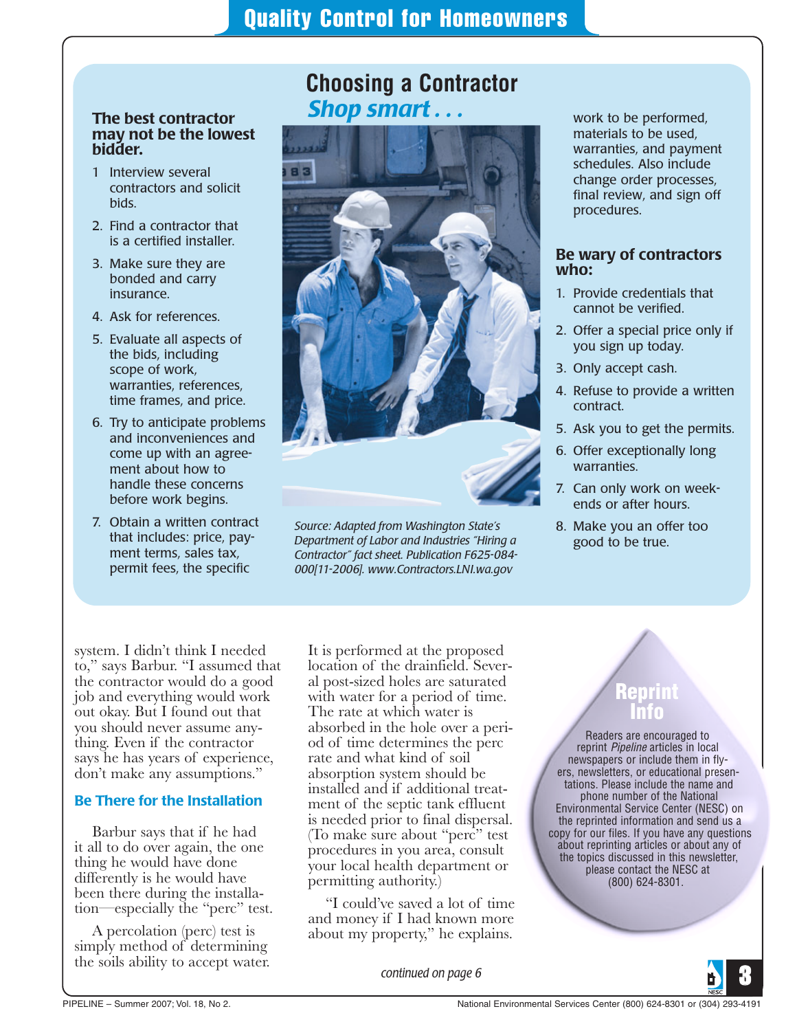# Quality Control for Homeowners

## Choosing a Contractor

### *Shop smart . . .*

**The best contractor may not be the lowest bidder.**

1 Interview several contractors and solicit bids.
2. Find a contractor that is a certified installer.
3. Make sure they are bonded and carry insurance.
4. Ask for references.
5. Evaluate all aspects of the bids, including scope of work, warranties, references, time frames, and price.
6. Try to anticipate problems and inconveniences and come up with an agreement about how to handle these concerns before work begins.
7. Obtain a written contract that includes: price, payment terms, sales tax, permit fees, the specific work to be performed, materials to be used, warranties, and payment schedules. Also include change order processes, final review, and sign off procedures.

*Source: Adapted from Washington State's Department of Labor and Industries "Hiring a Contractor" fact sheet. Publication F625-084-000[11-2006]. www.Contractors.LNI.wa.gov*

**Be wary of contractors who:**

1. Provide credentials that cannot be verified.
2. Offer a special price only if you sign up today.
3. Only accept cash.
4. Refuse to provide a written contract.
5. Ask you to get the permits.
6. Offer exceptionally long warranties.
7. Can only work on weekends or after hours.
8. Make you an offer too good to be true.

system. I didn't think I needed to," says Barbur. "I assumed that the contractor would do a good job and everything would work out okay. But I found out that you should never assume anything. Even if the contractor says he has years of experience, don't make any assumptions."

### Be There for the Installation

Barbur says that if he had it all to do over again, the one thing he would have done differently is he would have been there during the installation—especially the "perc" test.

A percolation (perc) test is simply method of determining the soils ability to accept water. It is performed at the proposed location of the drainfield. Several post-sized holes are saturated with water for a period of time. The rate at which water is absorbed in the hole over a period of time determines the perc rate and what kind of soil absorption system should be installed and if additional treatment of the septic tank effluent is needed prior to final dispersal. (To make sure about "perc" test procedures in you area, consult your local health department or permitting authority.)

"I could've saved a lot of time and money if I had known more about my property," he explains.

*continued on page 6*

**Reprint Info**

Readers are encouraged to reprint *Pipeline* articles in local newspapers or include them in flyers, newsletters, or educational presentations. Please include the name and phone number of the National Environmental Service Center (NESC) on the reprinted information and send us a copy for our files. If you have any questions about reprinting articles or about any of the topics discussed in this newsletter, please contact the NESC at (800) 624-8301.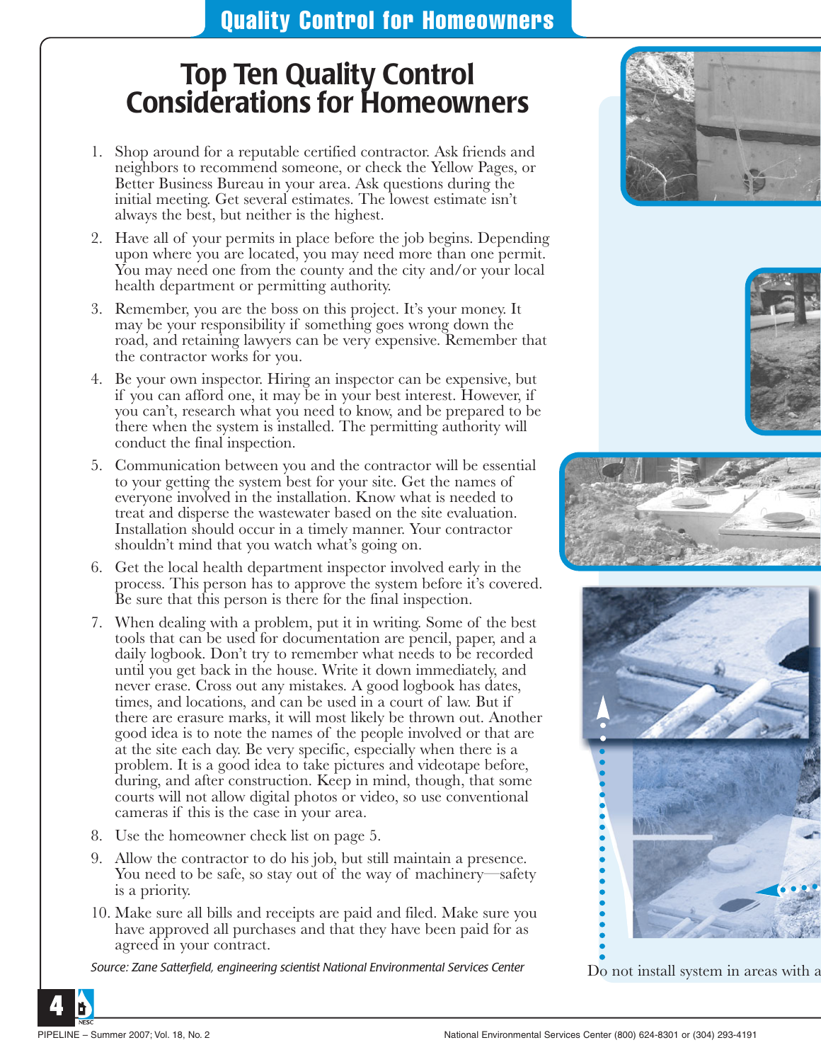# Top Ten Quality Control Considerations for Homeowners

1. Shop around for a reputable certified contractor. Ask friends and neighbors to recommend someone, or check the Yellow Pages, or Better Business Bureau in your area. Ask questions during the initial meeting. Get several estimates. The lowest estimate isn't always the best, but neither is the highest.
2. Have all of your permits in place before the job begins. Depending upon where you are located, you may need more than one permit. You may need one from the county and the city and/or your local health department or permitting authority.
3. Remember, you are the boss on this project. It's your money. It may be your responsibility if something goes wrong down the road, and retaining lawyers can be very expensive. Remember that the contractor works for you.
4. Be your own inspector. Hiring an inspector can be expensive, but if you can afford one, it may be in your best interest. However, if you can't, research what you need to know, and be prepared to be there when the system is installed. The permitting authority will conduct the final inspection.
5. Communication between you and the contractor will be essential to your getting the system best for your site. Get the names of everyone involved in the installation. Know what is needed to treat and disperse the wastewater based on the site evaluation. Installation should occur in a timely manner. Your contractor shouldn't mind that you watch what's going on.
6. Get the local health department inspector involved early in the process. This person has to approve the system before it's covered. Be sure that this person is there for the final inspection.
7. When dealing with a problem, put it in writing. Some of the best tools that can be used for documentation are pencil, paper, and a daily logbook. Don't try to remember what needs to be recorded until you get back in the house. Write it down immediately, and never erase. Cross out any mistakes. A good logbook has dates, times, and locations, and can be used in a court of law. But if there are erasure marks, it will most likely be thrown out. Another good idea is to note the names of the people involved or that are at the site each day. Be very specific, especially when there is a problem. It is a good idea to take pictures and videotape before, during, and after construction. Keep in mind, though, that some courts will not allow digital photos or video, so use conventional cameras if this is the case in your area.
8. Use the homeowner check list on page 5.
9. Allow the contractor to do his job, but still maintain a presence. You need to be safe, so stay out of the way of machinery—safety is a priority.
10. Make sure all bills and receipts are paid and filed. Make sure you have approved all purchases and that they have been paid for as agreed in your contract.

*Source: Zane Satterfield, engineering scientist National Environmental Services Center*

Do not install system in areas with a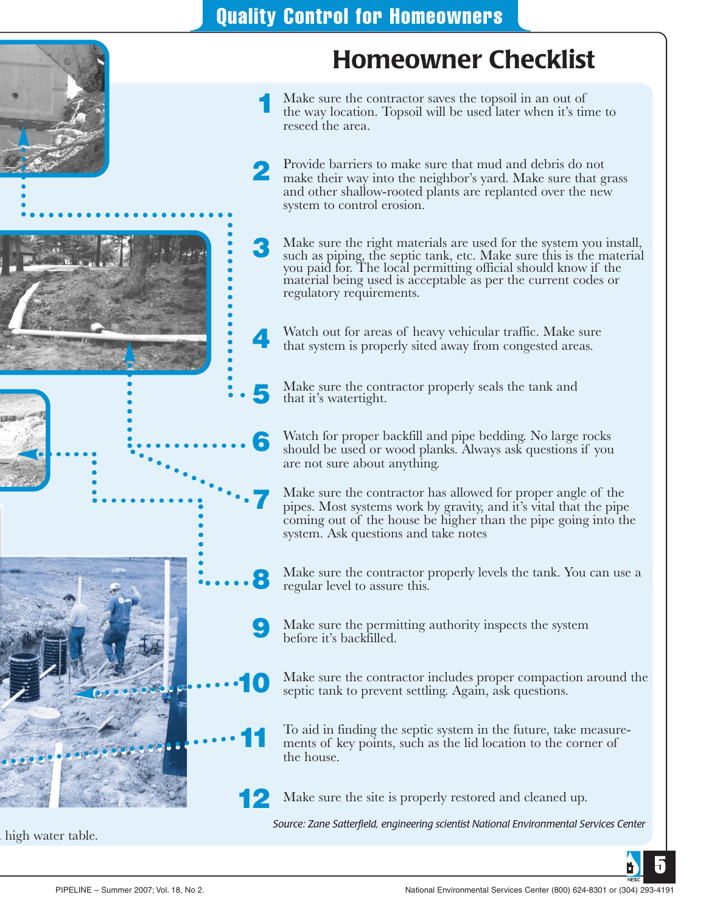## Quality Control for Homeowners

# Homeowner Checklist

1. Make sure the contractor saves the topsoil in an out of the way location. Topsoil will be used later when it's time to reseed the area.

2. Provide barriers to make sure that mud and debris do not make their way into the neighbor's yard. Make sure that grass and other shallow-rooted plants are replanted over the new system to control erosion.

3. Make sure the right materials are used for the system you install, such as piping, the septic tank, etc. Make sure this is the material you paid for. The local permitting official should know if the material being used is acceptable as per the current codes or regulatory requirements.

4. Watch out for areas of heavy vehicular traffic. Make sure that system is properly sited away from congested areas.

5. Make sure the contractor properly seals the tank and that it's watertight.

6. Watch for proper backfill and pipe bedding. No large rocks should be used or wood planks. Always ask questions if you are not sure about anything.

7. Make sure the contractor has allowed for proper angle of the pipes. Most systems work by gravity, and it's vital that the pipe coming out of the house be higher than the pipe going into the system. Ask questions and take notes

8. Make sure the contractor properly levels the tank. You can use a regular level to assure this.

9. Make sure the permitting authority inspects the system before it's backfilled.

10. Make sure the contractor includes proper compaction around the septic tank to prevent settling. Again, ask questions.

11. To aid in finding the septic system in the future, take measurements of key points, such as the lid location to the corner of the house.

12. Make sure the site is properly restored and cleaned up.

*Source: Zane Satterfield, engineering scientist National Environmental Services Center*

high water table.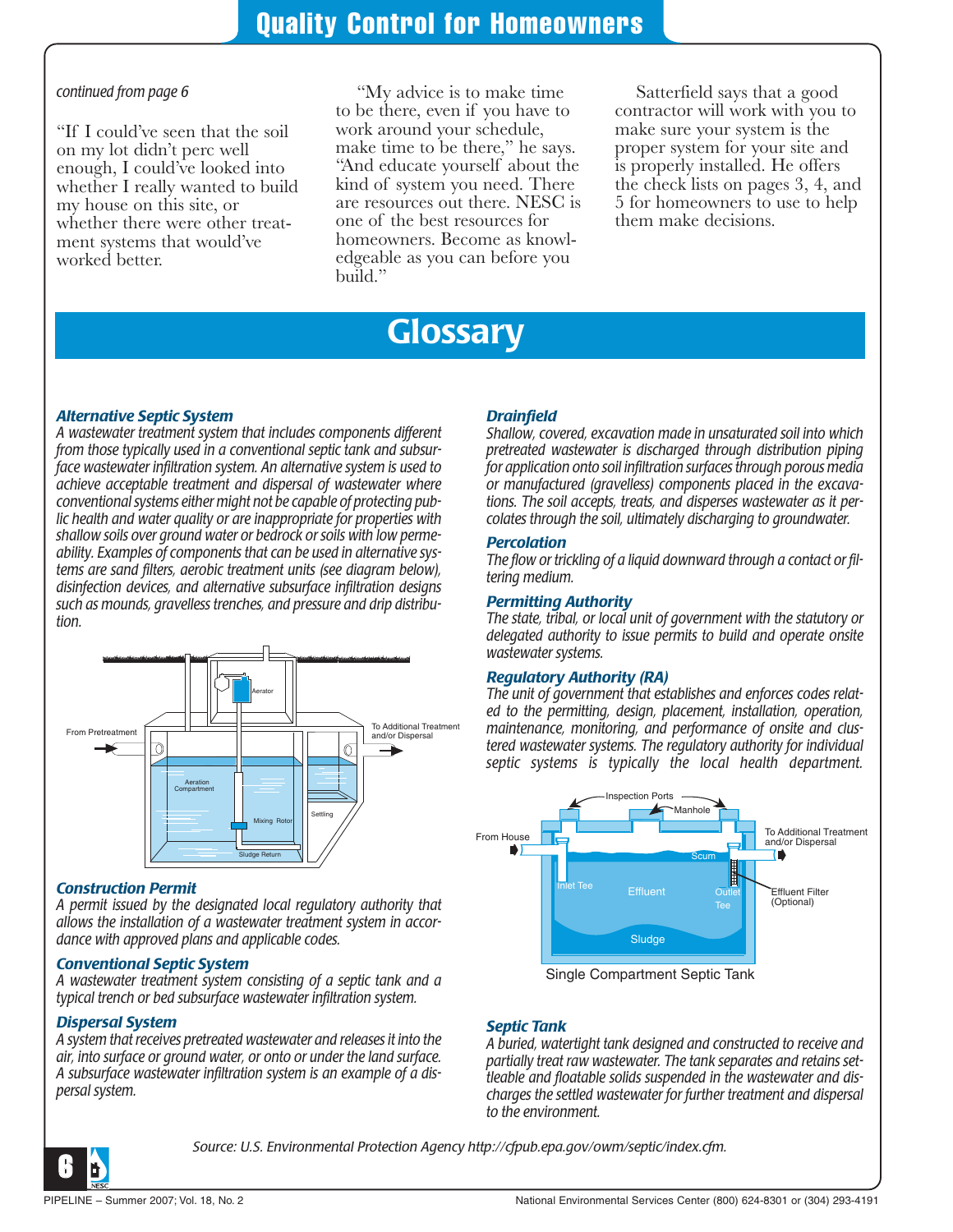# Quality Control for Homeowners

*continued from page 6*

"If I could've seen that the soil on my lot didn't perc well enough, I could've looked into whether I really wanted to build my house on this site, or whether there were other treatment systems that would've worked better.

"My advice is to make time to be there, even if you have to work around your schedule, make time to be there," he says. "And educate yourself about the kind of system you need. There are resources out there. NESC is one of the best resources for homeowners. Become as knowledgeable as you can before you build."

Satterfield says that a good contractor will work with you to make sure your system is the proper system for your site and is properly installed. He offers the check lists on pages 3, 4, and 5 for homeowners to use to help them make decisions.

# Glossary

### *Alternative Septic System*

*A wastewater treatment system that includes components different from those typically used in a conventional septic tank and subsurface wastewater infiltration system. An alternative system is used to achieve acceptable treatment and dispersal of wastewater where conventional systems either might not be capable of protecting public health and water quality or are inappropriate for properties with shallow soils over ground water or bedrock or soils with low permeability. Examples of components that can be used in alternative systems are sand filters, aerobic treatment units (see diagram below), disinfection devices, and alternative subsurface infiltration designs such as mounds, gravelless trenches, and pressure and drip distribution.*

From Pretreatment — Aerator — Aeration Compartment — Mixing Rotor — Settling — Sludge Return — To Additional Treatment and/or Dispersal

### *Construction Permit*

*A permit issued by the designated local regulatory authority that allows the installation of a wastewater treatment system in accordance with approved plans and applicable codes.*

### *Conventional Septic System*

*A wastewater treatment system consisting of a septic tank and a typical trench or bed subsurface wastewater infiltration system.*

### *Dispersal System*

*A system that receives pretreated wastewater and releases it into the air, into surface or ground water, or onto or under the land surface. A subsurface wastewater infiltration system is an example of a dispersal system.*

### *Drainfield*

*Shallow, covered, excavation made in unsaturated soil into which pretreated wastewater is discharged through distribution piping for application onto soil infiltration surfaces through porous media or manufactured (gravelless) components placed in the excavations. The soil accepts, treats, and disperses wastewater as it percolates through the soil, ultimately discharging to groundwater.*

### *Percolation*

*The flow or trickling of a liquid downward through a contact or filtering medium.*

### *Permitting Authority*

*The state, tribal, or local unit of government with the statutory or delegated authority to issue permits to build and operate onsite wastewater systems.*

### *Regulatory Authority (RA)*

*The unit of government that establishes and enforces codes related to the permitting, design, placement, installation, operation, maintenance, monitoring, and performance of onsite and clustered wastewater systems. The regulatory authority for individual septic systems is typically the local health department.*

Inspection Ports — Manhole — From House — To Additional Treatment and/or Dispersal — Scum — Inlet Tee — Effluent — Outlet Tee — Effluent Filter (Optional) — Sludge

Single Compartment Septic Tank

### *Septic Tank*

*A buried, watertight tank designed and constructed to receive and partially treat raw wastewater. The tank separates and retains settleable and floatable solids suspended in the wastewater and discharges the settled wastewater for further treatment and dispersal to the environment.*

*Source: U.S. Environmental Protection Agency http://cfpub.epa.gov/owm/septic/index.cfm.*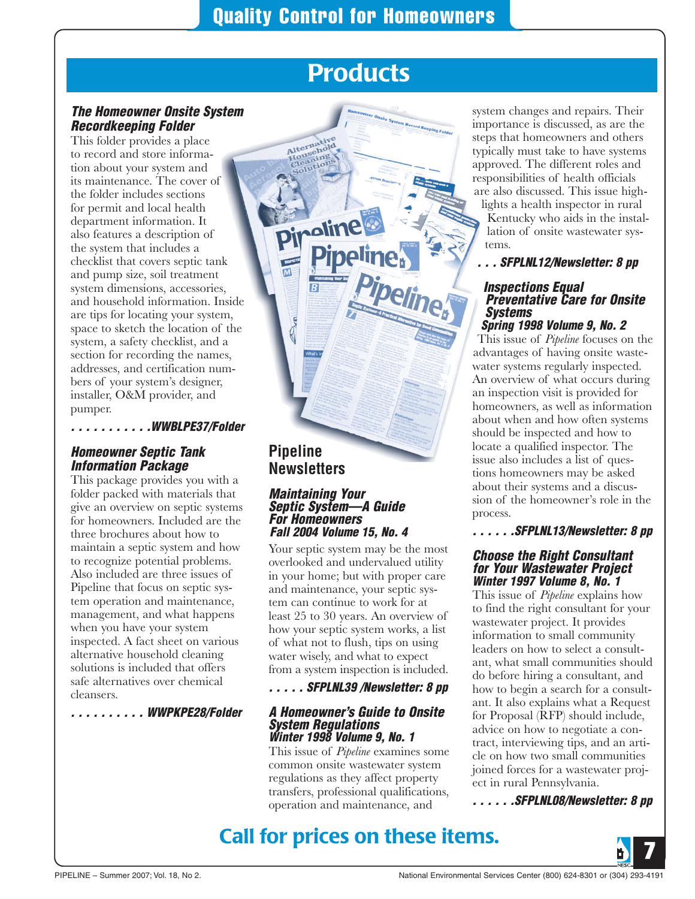# Quality Control for Homeowners

## Products

### *The Homeowner Onsite System Recordkeeping Folder*

This folder provides a place to record and store information about your system and its maintenance. The cover of the folder includes sections for permit and local health department information. It also features a description of the system that includes a checklist that covers septic tank and pump size, soil treatment system dimensions, accessories, and household information. Inside are tips for locating your system, space to sketch the location of the system, a safety checklist, and a section for recording the names, addresses, and certification numbers of your system's designer, installer, O&M provider, and pumper.

*. . . . . . . . . . .WWBLPE37/Folder*

### *Homeowner Septic Tank Information Package*

This package provides you with a folder packed with materials that give an overview on septic systems for homeowners. Included are the three brochures about how to maintain a septic system and how to recognize potential problems. Also included are three issues of Pipeline that focus on septic system operation and maintenance, management, and what happens when you have your system inspected. A fact sheet on various alternative household cleaning solutions is included that offers safe alternatives over chemical cleansers.

*. . . . . . . . . . WWPKPE28/Folder*

## Pipeline Newsletters

### *Maintaining Your Septic System—A Guide For Homeowners*
### *Fall 2004 Volume 15, No. 4*

Your septic system may be the most overlooked and undervalued utility in your home; but with proper care and maintenance, your septic system can continue to work for at least 25 to 30 years. An overview of how your septic system works, a list of what not to flush, tips on using water wisely, and what to expect from a system inspection is included.

*. . . . . SFPLNL39 /Newsletter: 8 pp*

### *A Homeowner's Guide to Onsite System Regulations*
### *Winter 1998 Volume 9, No. 1*

This issue of *Pipeline* examines some common onsite wastewater system regulations as they affect property transfers, professional qualifications, operation and maintenance, and system changes and repairs. Their importance is discussed, as are the steps that homeowners and others typically must take to have systems approved. The different roles and responsibilities of health officials are also discussed. This issue highlights a health inspector in rural Kentucky who aids in the installation of onsite wastewater systems.

*. . . SFPLNL12/Newsletter: 8 pp*

### *Inspections Equal Preventative Care for Onsite Systems*
### *Spring 1998 Volume 9, No. 2*

This issue of *Pipeline* focuses on the advantages of having onsite wastewater systems regularly inspected. An overview of what occurs during an inspection visit is provided for homeowners, as well as information about when and how often systems should be inspected and how to locate a qualified inspector. The issue also includes a list of questions homeowners may be asked about their systems and a discussion of the homeowner's role in the process.

*. . . . . .SFPLNL13/Newsletter: 8 pp*

### *Choose the Right Consultant for Your Wastewater Project*
### *Winter 1997 Volume 8, No. 1*

This issue of *Pipeline* explains how to find the right consultant for your wastewater project. It provides information to small community leaders on how to select a consultant, what small communities should do before hiring a consultant, and how to begin a search for a consultant. It also explains what a Request for Proposal (RFP) should include, advice on how to negotiate a contract, interviewing tips, and an article on how two small communities joined forces for a wastewater project in rural Pennsylvania.

*. . . . . .SFPLNL08/Newsletter: 8 pp*

**Call for prices on these items.**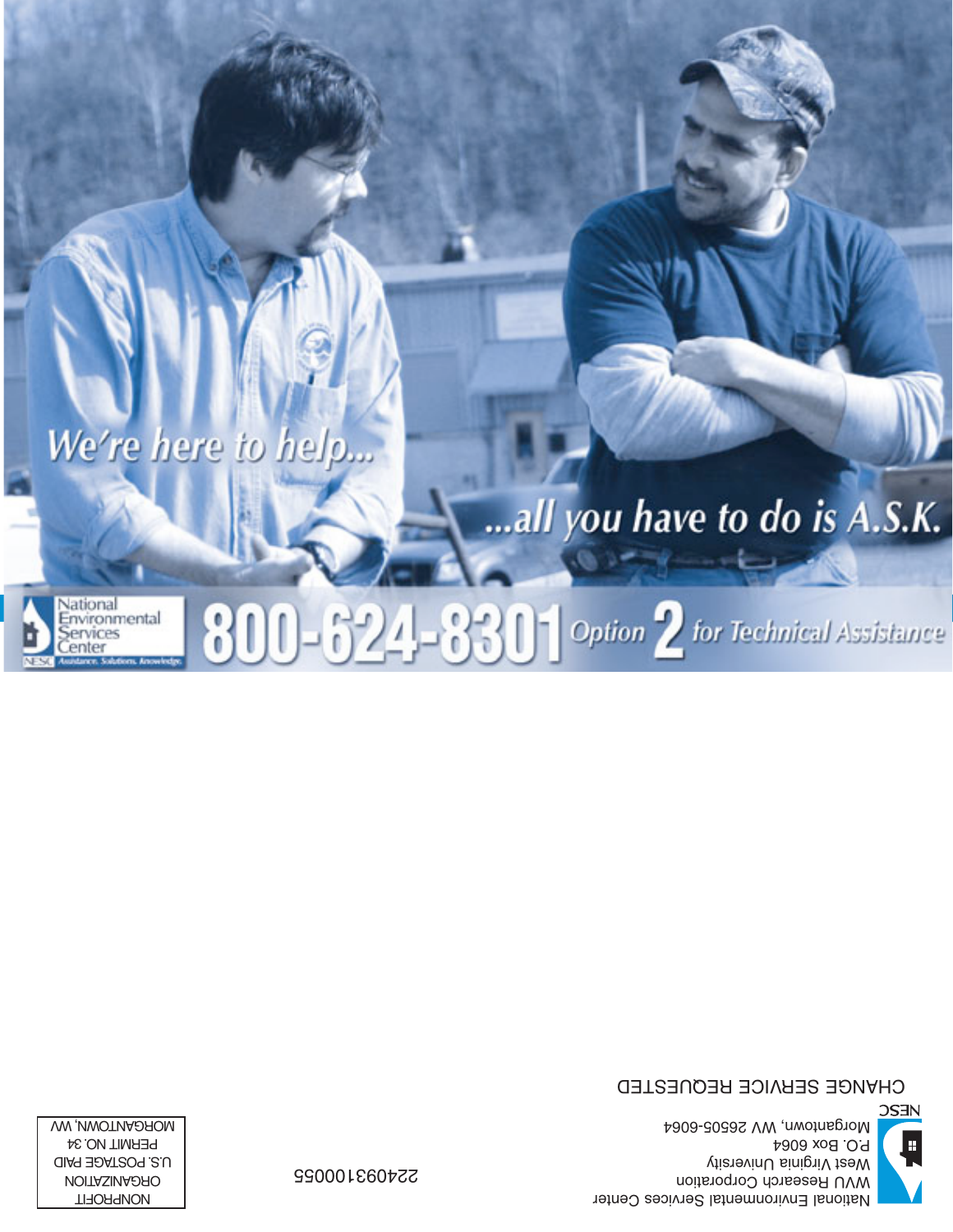We're here to help...

...all you have to do is A.S.K.

National Environmental Services Center

NESC Assistance. Solutions. Knowledge.

**800-624-8301** Option **2** for Technical Assistance

CHANGE SERVICE REQUESTED

NESC

National Environmental Services Center
WVU Research Corporation
West Virginia University
P.O. Box 6064
Morgantown, WV 26505-6064

2240931000055

NONPROFIT
ORGANIZATION
U.S. POSTAGE PAID
PERMIT NO. 34
MORGANTOWN, WV